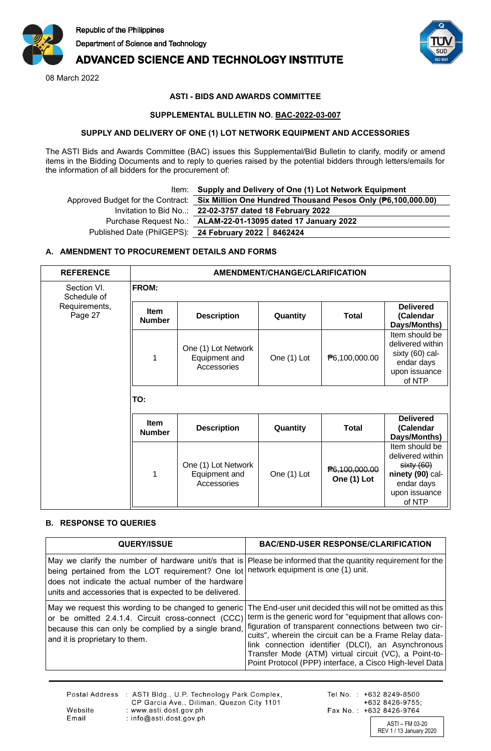Republic of the Philippines
Department of Science and Technology
**ADVANCED SCIENCE AND TECHNOLOGY INSTITUTE**

08 March 2022

**ASTI - BIDS AND AWARDS COMMITTEE**

**SUPPLEMENTAL BULLETIN NO. BAC-2022-03-007**

**SUPPLY AND DELIVERY OF ONE (1) LOT NETWORK EQUIPMENT AND ACCESSORIES**

The ASTI Bids and Awards Committee (BAC) issues this Supplemental/Bid Bulletin to clarify, modify or amend items in the Bidding Documents and to reply to queries raised by the potential bidders through letters/emails for the information of all bidders for the procurement of:

| | |
|---|---|
| Item: | **Supply and Delivery of One (1) Lot Network Equipment** |
| Approved Budget for the Contract: | **Six Million One Hundred Thousand Pesos Only (₱6,100,000.00)** |
| Invitation to Bid No..: | **22-02-3757 dated 18 February 2022** |
| Purchase Request No.: | **ALAM-22-01-13095 dated 17 January 2022** |
| Published Date (PhilGEPS): | **24 February 2022 │ 8462424** |

## A. AMENDMENT TO PROCUREMENT DETAILS AND FORMS

| REFERENCE | AMENDMENT/CHANGE/CLARIFICATION | | | | |
|---|---|---|---|---|---|
| Section VI. Schedule of Requirements, Page 27 | **FROM:** | | | | |
| | **Item Number** | **Description** | **Quantity** | **Total** | **Delivered (Calendar Days/Months)** |
| | 1 | One (1) Lot Network Equipment and Accessories | One (1) Lot | ₱6,100,000.00 | Item should be delivered within sixty (60) calendar days upon issuance of NTP |
| | **TO:** | | | | |
| | **Item Number** | **Description** | **Quantity** | **Total** | **Delivered (Calendar Days/Months)** |
| | 1 | One (1) Lot Network Equipment and Accessories | One (1) Lot | ~~₱6,100,000.00~~ **One (1) Lot** | Item should be delivered within ~~sixty (60)~~ **ninety (90)** calendar days upon issuance of NTP |

## B. RESPONSE TO QUERIES

| QUERY/ISSUE | BAC/END-USER RESPONSE/CLARIFICATION |
|---|---|
| May we clarify the number of hardware unit/s that is being pertained from the LOT requirement? One lot does not indicate the actual number of the hardware units and accessories that is expected to be delivered. | Please be informed that the quantity requirement for the network equipment is one (1) unit. |
| May we request this wording to be changed to generic or be omitted 2.4.1.4. Circuit cross-connect (CCC) because this can only be complied by a single brand, and it is proprietary to them. | The End-user unit decided this will not be omitted as this term is the generic word for "equipment that allows configuration of transparent connections between two circuits", wherein the circuit can be a Frame Relay data-link connection identifier (DLCI), an Asynchronous Transfer Mode (ATM) virtual circuit (VC), a Point-to-Point Protocol (PPP) interface, a Cisco High-level Data |

Postal Address : ASTI Bldg., U.P. Technology Park Complex, CP Garcia Ave., Diliman, Quezon City 1101
Website : www.asti.dost.gov.ph
Email : info@asti.dost.gov.ph
Tel No. : +632 8249-8500; +632 8426-9755;
Fax No. : +632 8426-9764

ASTI – FM 03-20
REV 1 / 13 January 2020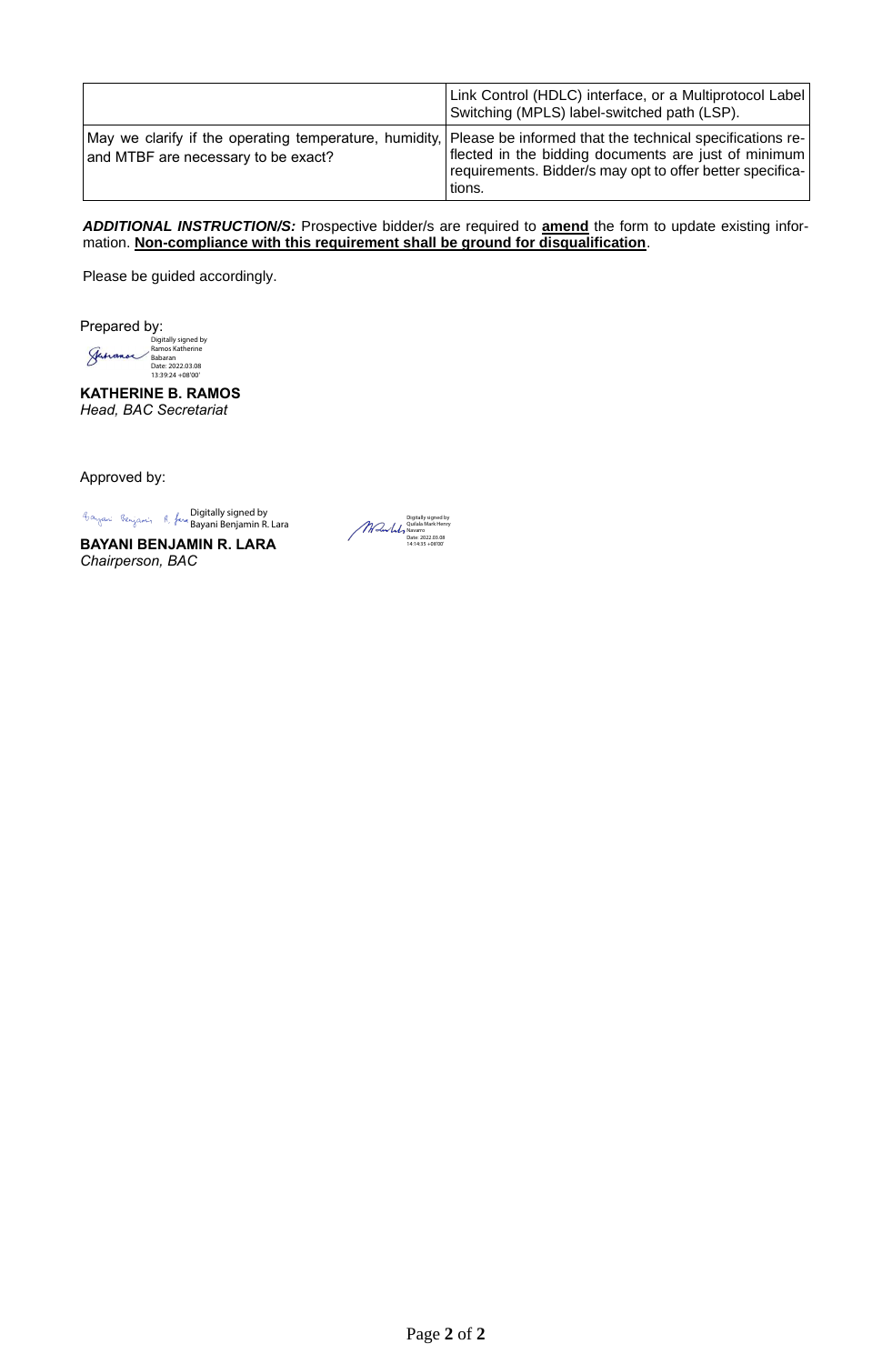| | |
|---|---|
| | Link Control (HDLC) interface, or a Multiprotocol Label Switching (MPLS) label-switched path (LSP). |
| May we clarify if the operating temperature, humidity, and MTBF are necessary to be exact? | Please be informed that the technical specifications reflected in the bidding documents are just of minimum requirements. Bidder/s may opt to offer better specifications. |

***ADDITIONAL INSTRUCTION/S:*** Prospective bidder/s are required to **amend** the form to update existing information. **Non-compliance with this requirement shall be ground for disqualification**.

Please be guided accordingly.

Prepared by:

Digitally signed by Ramos Katherine Babaran
Date: 2022.03.08 13:39:24 +08'00'

**KATHERINE B. RAMOS**
*Head, BAC Secretariat*

Approved by:

Digitally signed by Bayani Benjamin R. Lara

**BAYANI BENJAMIN R. LARA**
*Chairperson, BAC*

Digitally signed by Quilala Mark Henry Navarro
Date: 2022.03.08 14:14:35 +08'00'